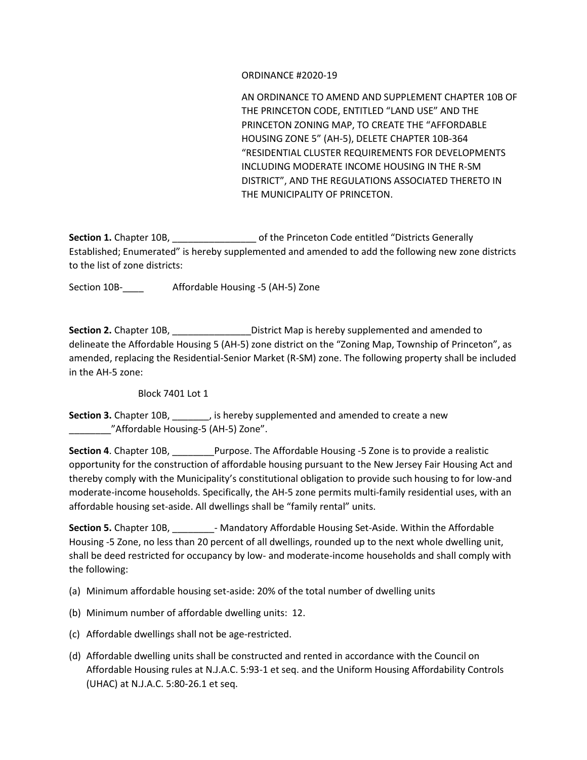ORDINANCE #2020-19

AN ORDINANCE TO AMEND AND SUPPLEMENT CHAPTER 10B OF THE PRINCETON CODE, ENTITLED "LAND USE" AND THE PRINCETON ZONING MAP, TO CREATE THE "AFFORDABLE HOUSING ZONE 5" (AH-5), DELETE CHAPTER 10B-364 "RESIDENTIAL CLUSTER REQUIREMENTS FOR DEVELOPMENTS INCLUDING MODERATE INCOME HOUSING IN THE R-SM DISTRICT", AND THE REGULATIONS ASSOCIATED THERETO IN THE MUNICIPALITY OF PRINCETON.

**Section 1.** Chapter 10B, ________________ of the Princeton Code entitled "Districts Generally Established; Enumerated" is hereby supplemented and amended to add the following new zone districts to the list of zone districts:

Section 10B-____ Affordable Housing -5 (AH-5) Zone

**Section 2.** Chapter 10B, _______________District Map is hereby supplemented and amended to delineate the Affordable Housing 5 (AH-5) zone district on the "Zoning Map, Township of Princeton", as amended, replacing the Residential-Senior Market (R-SM) zone. The following property shall be included in the AH-5 zone:

Block 7401 Lot 1

**Section 3.** Chapter 10B, _______, is hereby supplemented and amended to create a new ________"Affordable Housing-5 (AH-5) Zone".

**Section 4**. Chapter 10B, ________Purpose. The Affordable Housing -5 Zone is to provide a realistic opportunity for the construction of affordable housing pursuant to the New Jersey Fair Housing Act and thereby comply with the Municipality's constitutional obligation to provide such housing to for low-and moderate-income households. Specifically, the AH-5 zone permits multi-family residential uses, with an affordable housing set-aside. All dwellings shall be "family rental" units.

**Section 5.** Chapter 10B, ________- Mandatory Affordable Housing Set-Aside. Within the Affordable Housing -5 Zone, no less than 20 percent of all dwellings, rounded up to the next whole dwelling unit, shall be deed restricted for occupancy by low- and moderate-income households and shall comply with the following:

(a) Minimum affordable housing set-aside: 20% of the total number of dwelling units

(b) Minimum number of affordable dwelling units: 12.

(c) Affordable dwellings shall not be age-restricted.

(d) Affordable dwelling units shall be constructed and rented in accordance with the Council on Affordable Housing rules at N.J.A.C. 5:93-1 et seq. and the Uniform Housing Affordability Controls (UHAC) at N.J.A.C. 5:80-26.1 et seq.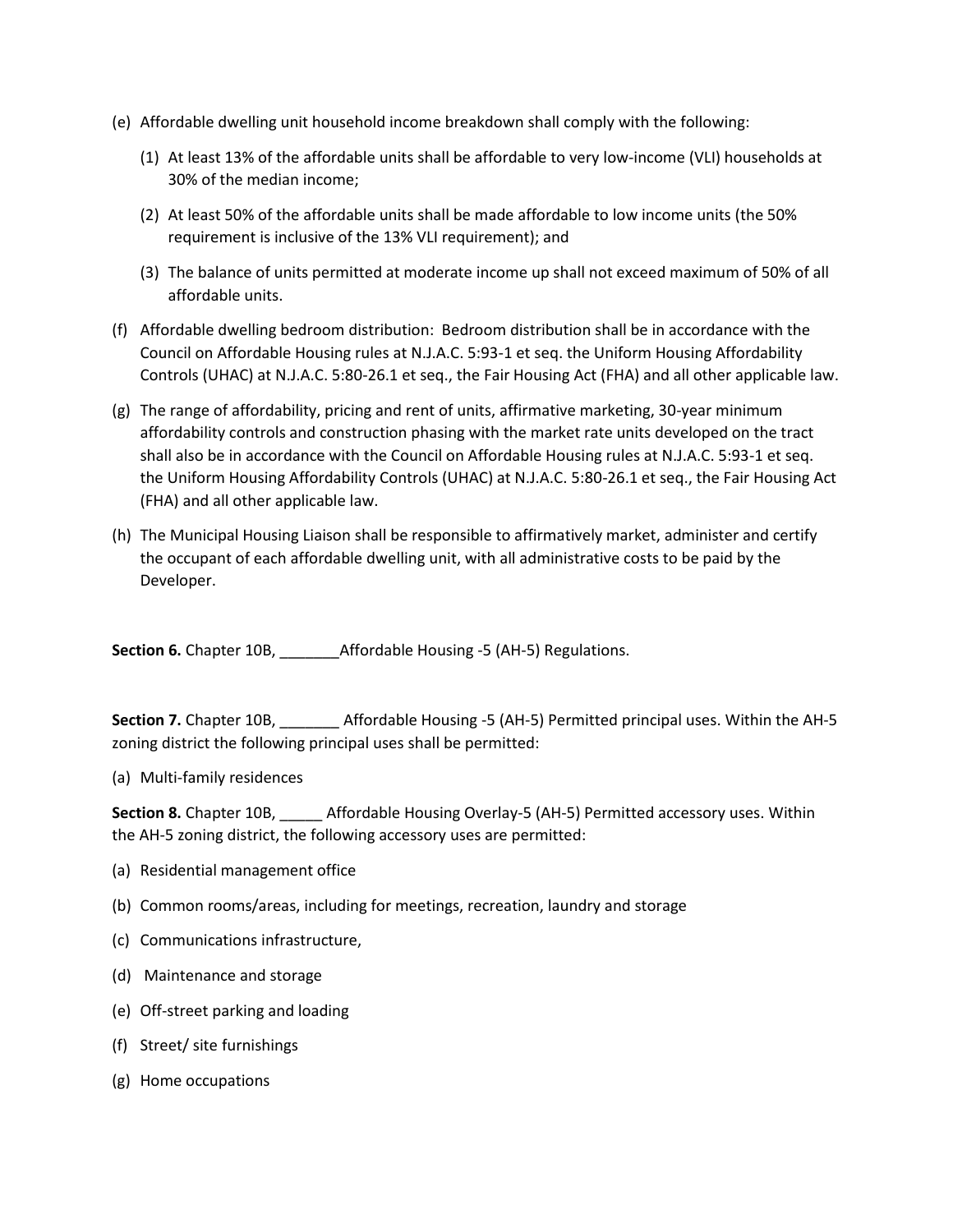(e) Affordable dwelling unit household income breakdown shall comply with the following:

   (1) At least 13% of the affordable units shall be affordable to very low-income (VLI) households at 30% of the median income;

   (2) At least 50% of the affordable units shall be made affordable to low income units (the 50% requirement is inclusive of the 13% VLI requirement); and

   (3) The balance of units permitted at moderate income up shall not exceed maximum of 50% of all affordable units.

(f) Affordable dwelling bedroom distribution: Bedroom distribution shall be in accordance with the Council on Affordable Housing rules at N.J.A.C. 5:93-1 et seq. the Uniform Housing Affordability Controls (UHAC) at N.J.A.C. 5:80-26.1 et seq., the Fair Housing Act (FHA) and all other applicable law.

(g) The range of affordability, pricing and rent of units, affirmative marketing, 30-year minimum affordability controls and construction phasing with the market rate units developed on the tract shall also be in accordance with the Council on Affordable Housing rules at N.J.A.C. 5:93-1 et seq. the Uniform Housing Affordability Controls (UHAC) at N.J.A.C. 5:80-26.1 et seq., the Fair Housing Act (FHA) and all other applicable law.

(h) The Municipal Housing Liaison shall be responsible to affirmatively market, administer and certify the occupant of each affordable dwelling unit, with all administrative costs to be paid by the Developer.

**Section 6.** Chapter 10B, _______Affordable Housing -5 (AH-5) Regulations.

**Section 7.** Chapter 10B, _______ Affordable Housing -5 (AH-5) Permitted principal uses. Within the AH-5 zoning district the following principal uses shall be permitted:

(a) Multi-family residences

**Section 8.** Chapter 10B, _____ Affordable Housing Overlay-5 (AH-5) Permitted accessory uses. Within the AH-5 zoning district, the following accessory uses are permitted:

(a) Residential management office

(b) Common rooms/areas, including for meetings, recreation, laundry and storage

(c) Communications infrastructure,

(d) Maintenance and storage

(e) Off-street parking and loading

(f) Street/ site furnishings

(g) Home occupations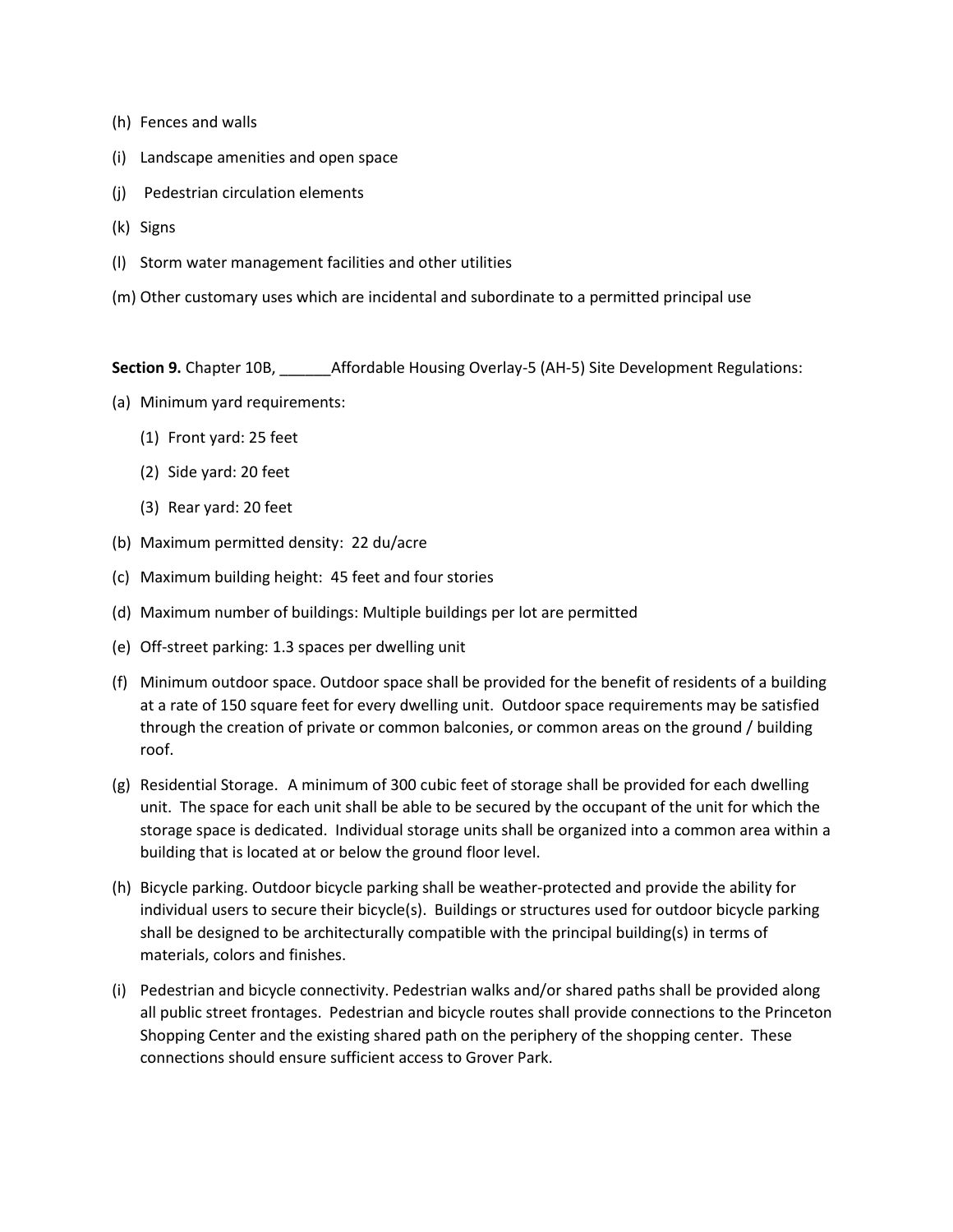(h) Fences and walls

(i) Landscape amenities and open space

(j) Pedestrian circulation elements

(k) Signs

(l) Storm water management facilities and other utilities

(m) Other customary uses which are incidental and subordinate to a permitted principal use

**Section 9.** Chapter 10B, ______Affordable Housing Overlay-5 (AH-5) Site Development Regulations:

(a) Minimum yard requirements:

  (1) Front yard: 25 feet

  (2) Side yard: 20 feet

  (3) Rear yard: 20 feet

(b) Maximum permitted density: 22 du/acre

(c) Maximum building height: 45 feet and four stories

(d) Maximum number of buildings: Multiple buildings per lot are permitted

(e) Off-street parking: 1.3 spaces per dwelling unit

(f) Minimum outdoor space. Outdoor space shall be provided for the benefit of residents of a building at a rate of 150 square feet for every dwelling unit. Outdoor space requirements may be satisfied through the creation of private or common balconies, or common areas on the ground / building roof.

(g) Residential Storage. A minimum of 300 cubic feet of storage shall be provided for each dwelling unit. The space for each unit shall be able to be secured by the occupant of the unit for which the storage space is dedicated. Individual storage units shall be organized into a common area within a building that is located at or below the ground floor level.

(h) Bicycle parking. Outdoor bicycle parking shall be weather-protected and provide the ability for individual users to secure their bicycle(s). Buildings or structures used for outdoor bicycle parking shall be designed to be architecturally compatible with the principal building(s) in terms of materials, colors and finishes.

(i) Pedestrian and bicycle connectivity. Pedestrian walks and/or shared paths shall be provided along all public street frontages. Pedestrian and bicycle routes shall provide connections to the Princeton Shopping Center and the existing shared path on the periphery of the shopping center. These connections should ensure sufficient access to Grover Park.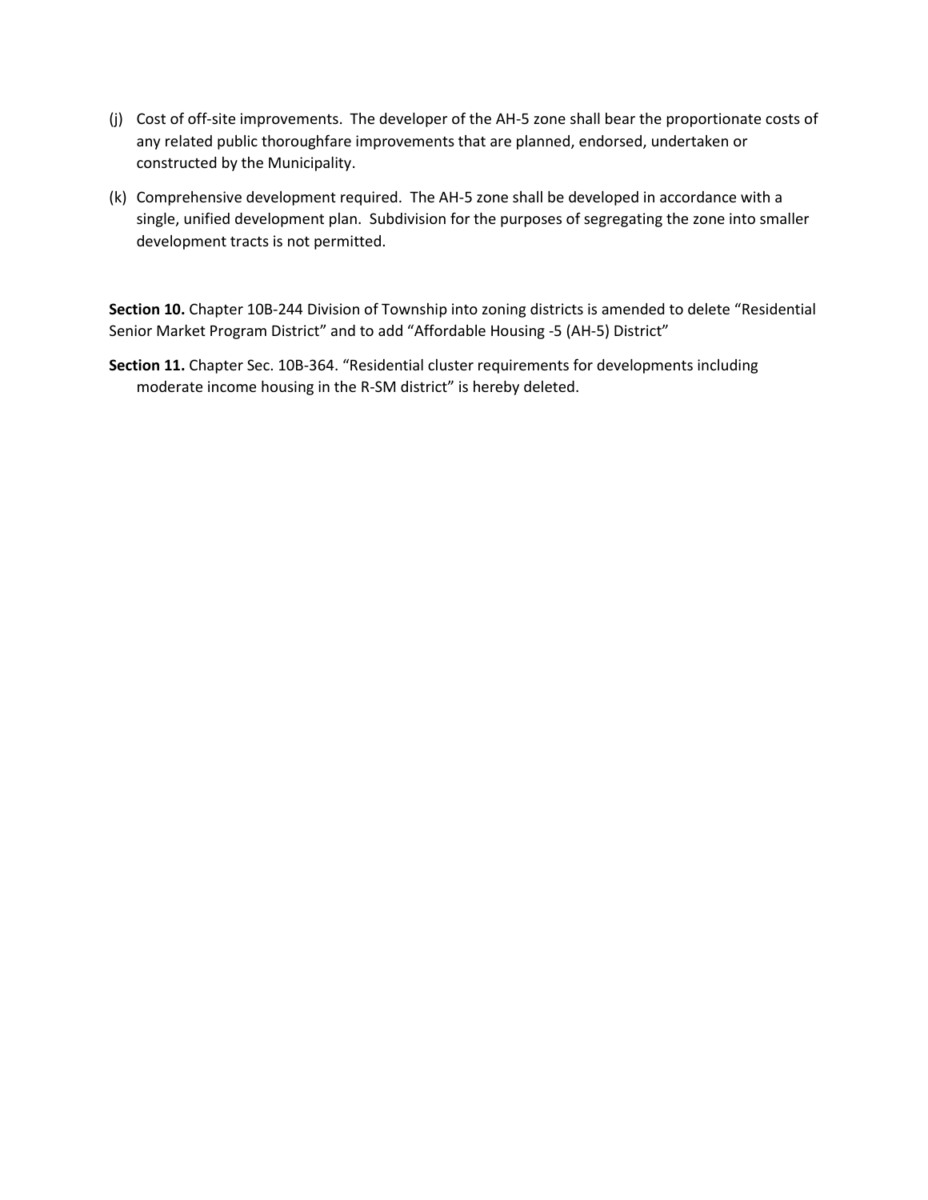(j) Cost of off-site improvements. The developer of the AH-5 zone shall bear the proportionate costs of any related public thoroughfare improvements that are planned, endorsed, undertaken or constructed by the Municipality.

(k) Comprehensive development required. The AH-5 zone shall be developed in accordance with a single, unified development plan. Subdivision for the purposes of segregating the zone into smaller development tracts is not permitted.

**Section 10.** Chapter 10B-244 Division of Township into zoning districts is amended to delete "Residential Senior Market Program District" and to add "Affordable Housing -5 (AH-5) District"

**Section 11.** Chapter Sec. 10B-364. "Residential cluster requirements for developments including moderate income housing in the R-SM district" is hereby deleted.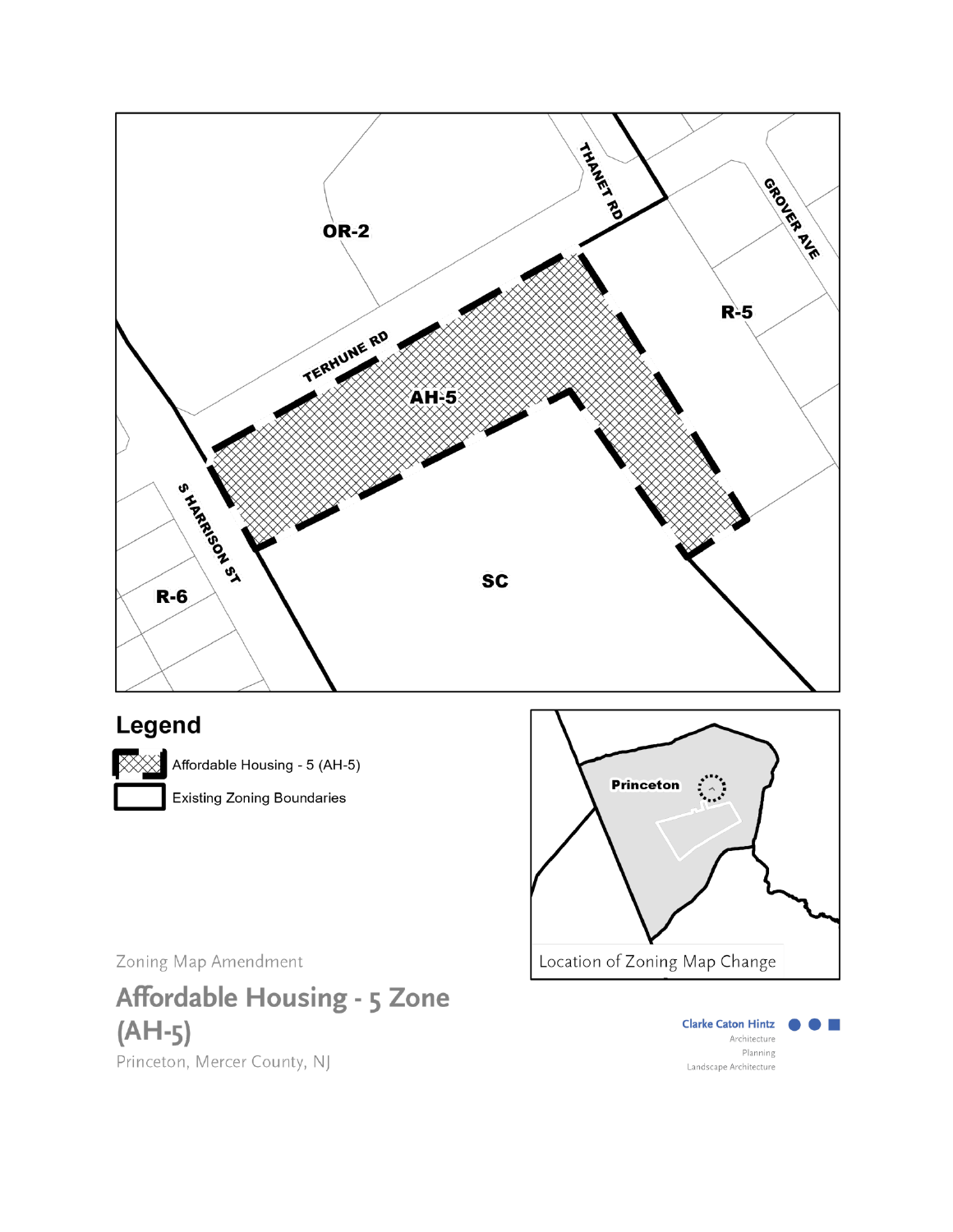OR-2

THANET RD

GROVER AVE

R-5

TERHUNE RD

AH-5

S HARRISON ST

R-6

SC

## Legend

Affordable Housing - 5 (AH-5)

Existing Zoning Boundaries

Princeton

Location of Zoning Map Change

Zoning Map Amendment

# Affordable Housing - 5 Zone (AH-5)

Princeton, Mercer County, NJ

Clarke Caton Hintz
Architecture
Planning
Landscape Architecture